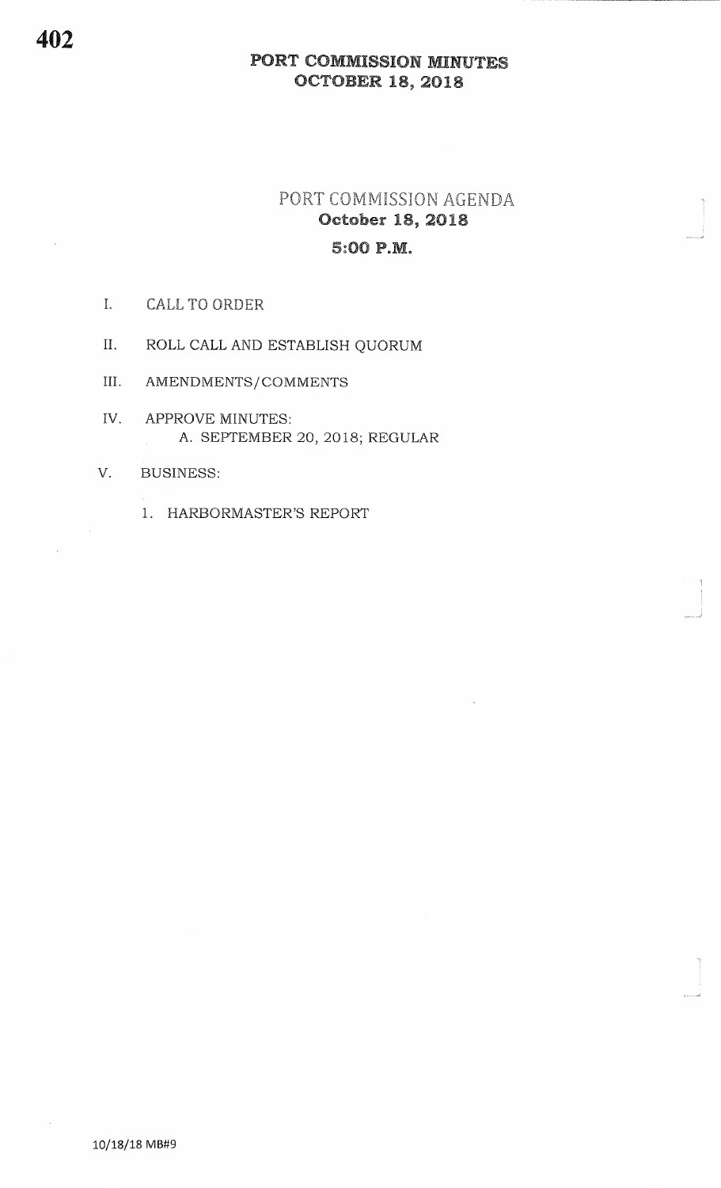# PORT COMMISSION MINUTES
## OCTOBER 18, 2018

## PORT COMMISSION AGENDA
### October 18, 2018
### 5:00 P.M.

I. CALL TO ORDER

II. ROLL CALL AND ESTABLISH QUORUM

III. AMENDMENTS/COMMENTS

IV. APPROVE MINUTES:
   A. SEPTEMBER 20, 2018; REGULAR

V. BUSINESS:

   1. HARBORMASTER'S REPORT

10/18/18 MB#9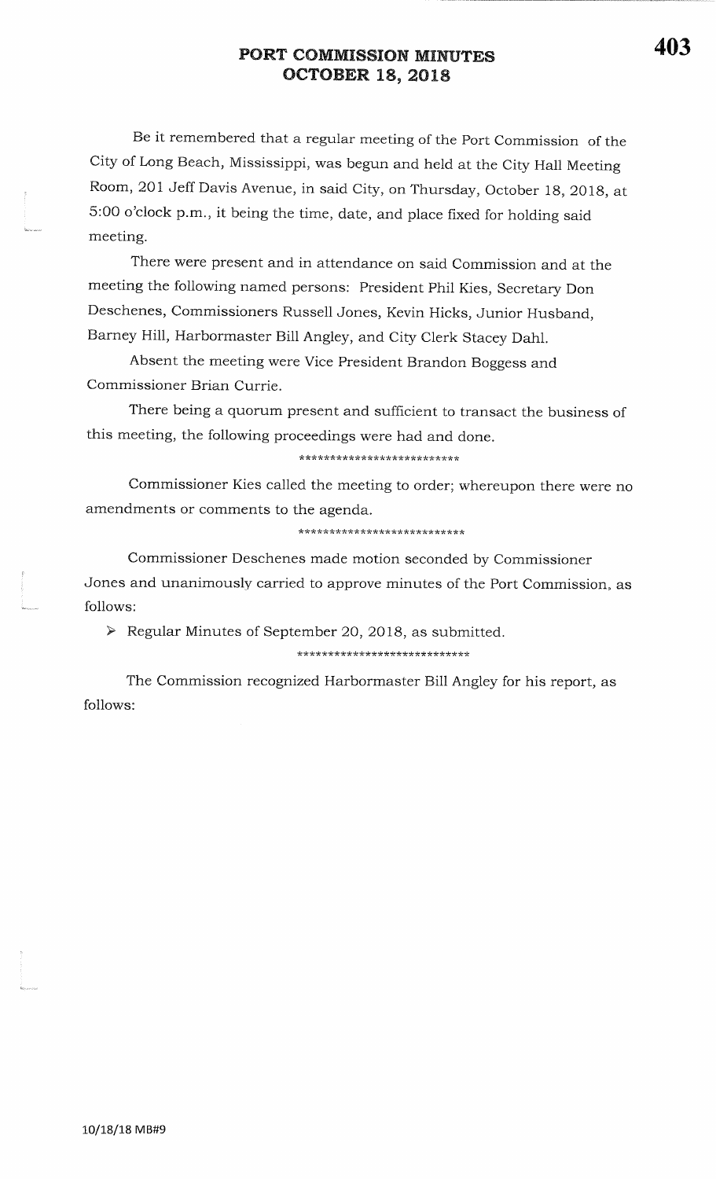# PORT COMMISSION MINUTES
# OCTOBER 18, 2018

Be it remembered that a regular meeting of the Port Commission of the City of Long Beach, Mississippi, was begun and held at the City Hall Meeting Room, 201 Jeff Davis Avenue, in said City, on Thursday, October 18, 2018, at 5:00 o'clock p.m., it being the time, date, and place fixed for holding said meeting.

There were present and in attendance on said Commission and at the meeting the following named persons: President Phil Kies, Secretary Don Deschenes, Commissioners Russell Jones, Kevin Hicks, Junior Husband, Barney Hill, Harbormaster Bill Angley, and City Clerk Stacey Dahl.

Absent the meeting were Vice President Brandon Boggess and Commissioner Brian Currie.

There being a quorum present and sufficient to transact the business of this meeting, the following proceedings were had and done.

**************************

Commissioner Kies called the meeting to order; whereupon there were no amendments or comments to the agenda.

***************************

Commissioner Deschenes made motion seconded by Commissioner Jones and unanimously carried to approve minutes of the Port Commission, as follows:

- Regular Minutes of September 20, 2018, as submitted.

****************************

The Commission recognized Harbormaster Bill Angley for his report, as follows:

10/18/18 MB#9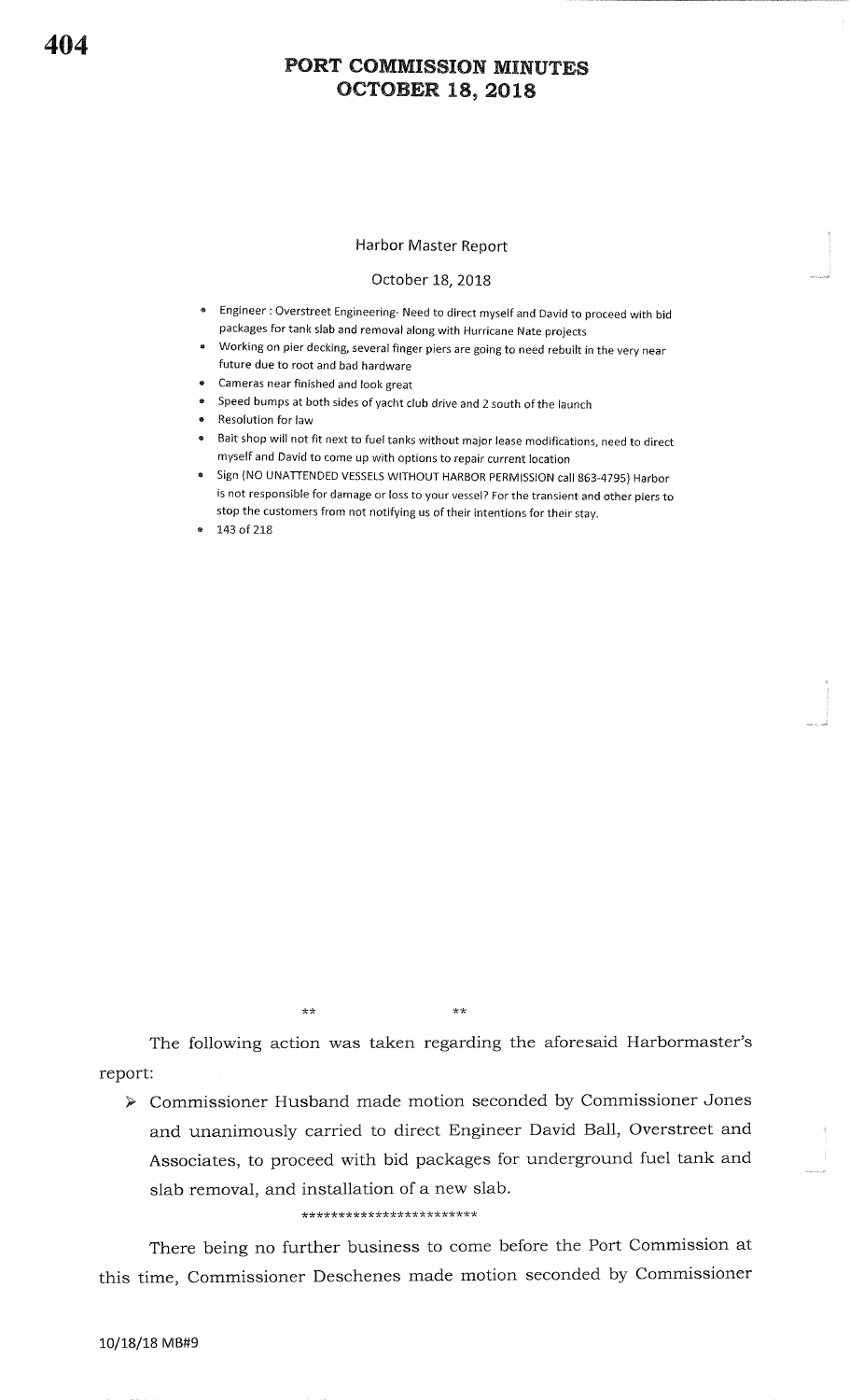# PORT COMMISSION MINUTES
# OCTOBER 18, 2018

## Harbor Master Report

October 18, 2018

- Engineer : Overstreet Engineering- Need to direct myself and David to proceed with bid packages for tank slab and removal along with Hurricane Nate projects
- Working on pier decking, several finger piers are going to need rebuilt in the very near future due to root and bad hardware
- Cameras near finished and look great
- Speed bumps at both sides of yacht club drive and 2 south of the launch
- Resolution for law
- Bait shop will not fit next to fuel tanks without major lease modifications, need to direct myself and David to come up with options to repair current location
- Sign (NO UNATTENDED VESSELS WITHOUT HARBOR PERMISSION call 863-4795) Harbor is not responsible for damage or loss to your vessel? For the transient and other piers to stop the customers from not notifying us of their intentions for their stay.
- 143 of 218

\*\* \*\*

The following action was taken regarding the aforesaid Harbormaster's report:

- Commissioner Husband made motion seconded by Commissioner Jones and unanimously carried to direct Engineer David Ball, Overstreet and Associates, to proceed with bid packages for underground fuel tank and slab removal, and installation of a new slab.

\*\*\*\*\*\*\*\*\*\*\*\*\*\*\*\*\*\*\*\*\*\*\*\*

There being no further business to come before the Port Commission at this time, Commissioner Deschenes made motion seconded by Commissioner

10/18/18 MB#9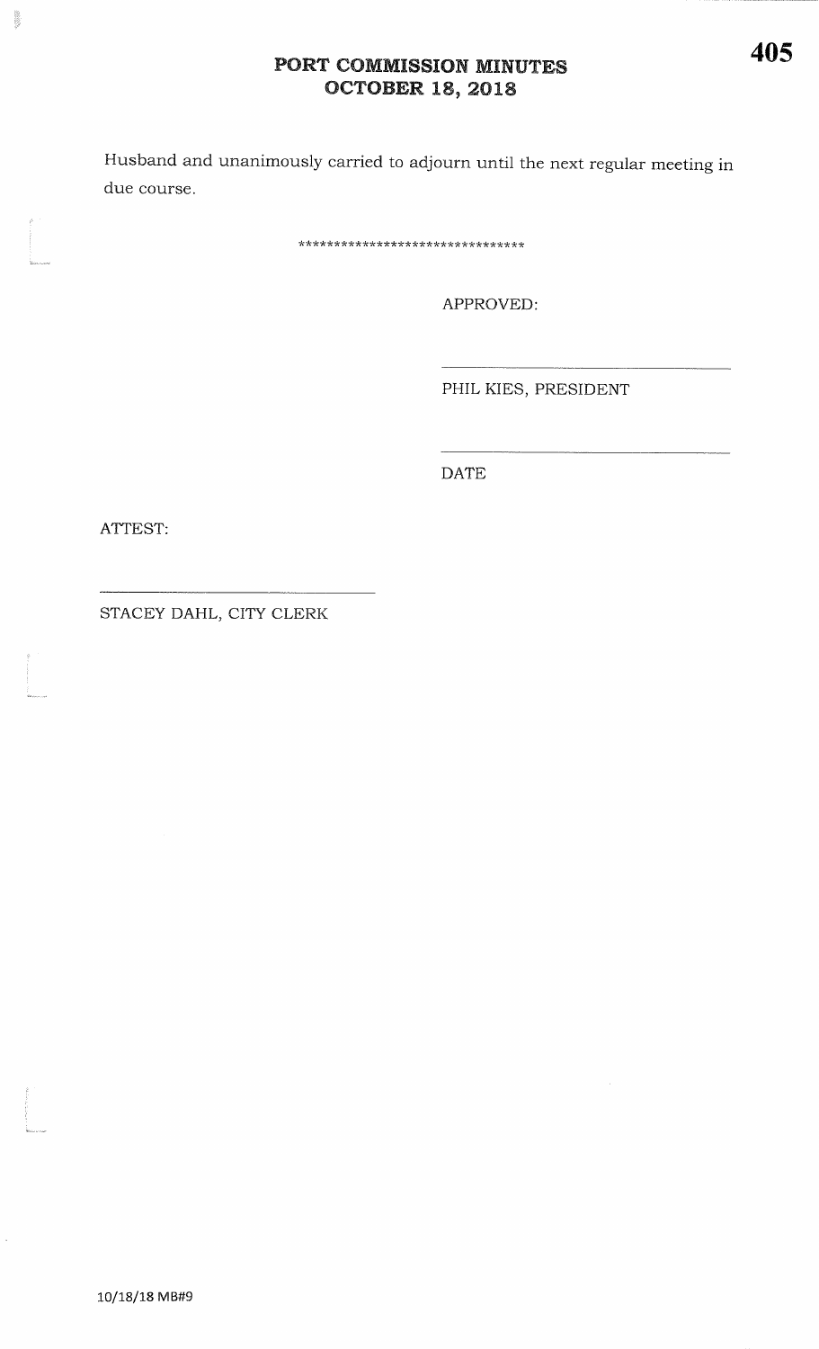Husband and unanimously carried to adjourn until the next regular meeting in due course.

*******************************

APPROVED:

\_\_\_\_\_\_\_\_\_\_\_\_\_\_\_\_\_\_\_\_\_\_\_\_\_\_\_\_\_\_

PHIL KIES, PRESIDENT

\_\_\_\_\_\_\_\_\_\_\_\_\_\_\_\_\_\_\_\_\_\_\_\_\_\_\_\_\_\_

DATE

ATTEST:

\_\_\_\_\_\_\_\_\_\_\_\_\_\_\_\_\_\_\_\_\_\_\_\_\_\_\_\_\_\_

STACEY DAHL, CITY CLERK

10/18/18 MB#9